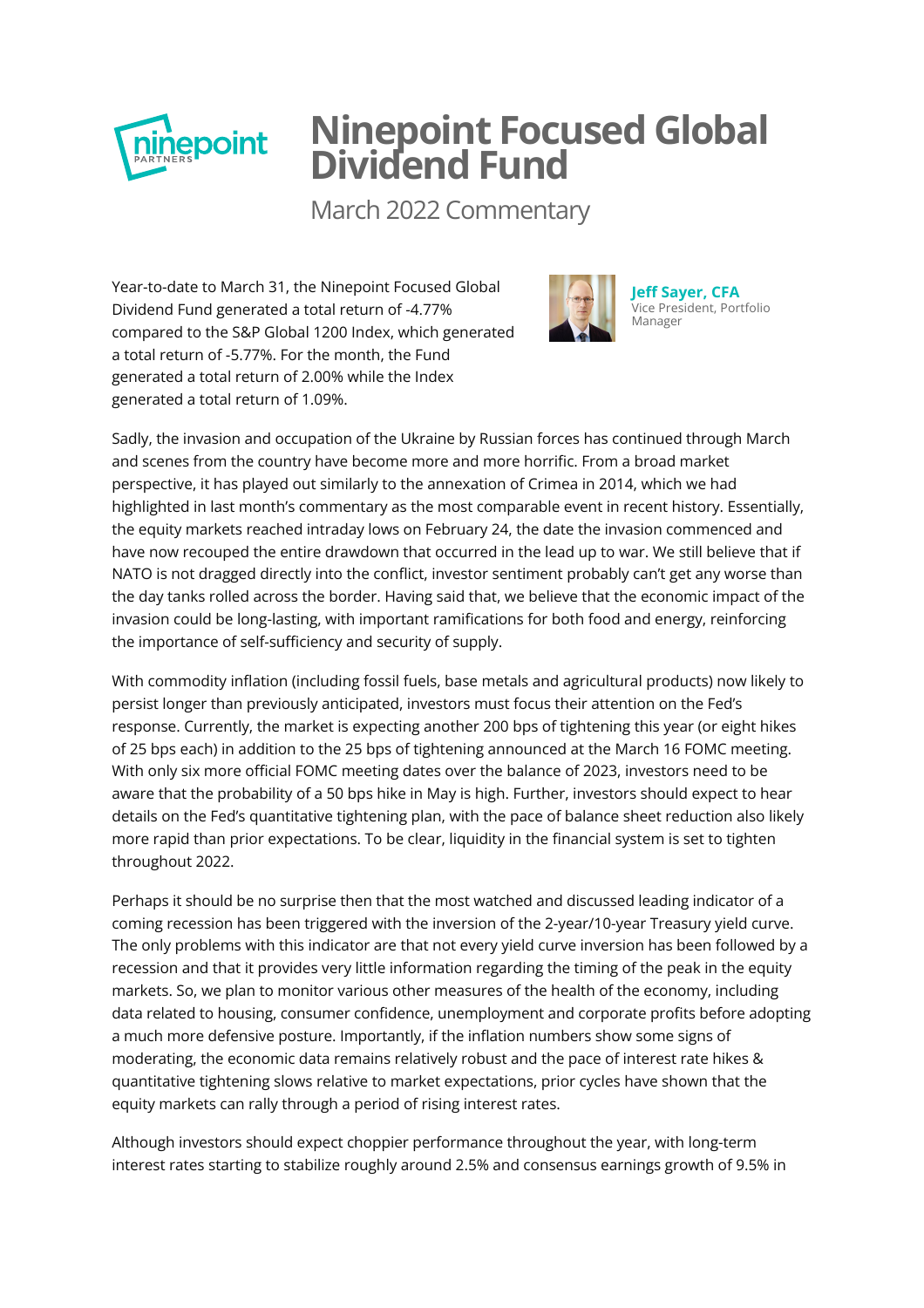# Ninepoint Focused Global Dividend Fund

March 2022 Commentary

**Jeff Sayer, CFA**
Vice President, Portfolio Manager

Year-to-date to March 31, the Ninepoint Focused Global Dividend Fund generated a total return of -4.77% compared to the S&P Global 1200 Index, which generated a total return of -5.77%. For the month, the Fund generated a total return of 2.00% while the Index generated a total return of 1.09%.

Sadly, the invasion and occupation of the Ukraine by Russian forces has continued through March and scenes from the country have become more and more horrific. From a broad market perspective, it has played out similarly to the annexation of Crimea in 2014, which we had highlighted in last month's commentary as the most comparable event in recent history. Essentially, the equity markets reached intraday lows on February 24, the date the invasion commenced and have now recouped the entire drawdown that occurred in the lead up to war. We still believe that if NATO is not dragged directly into the conflict, investor sentiment probably can't get any worse than the day tanks rolled across the border. Having said that, we believe that the economic impact of the invasion could be long-lasting, with important ramifications for both food and energy, reinforcing the importance of self-sufficiency and security of supply.

With commodity inflation (including fossil fuels, base metals and agricultural products) now likely to persist longer than previously anticipated, investors must focus their attention on the Fed's response. Currently, the market is expecting another 200 bps of tightening this year (or eight hikes of 25 bps each) in addition to the 25 bps of tightening announced at the March 16 FOMC meeting. With only six more official FOMC meeting dates over the balance of 2023, investors need to be aware that the probability of a 50 bps hike in May is high. Further, investors should expect to hear details on the Fed's quantitative tightening plan, with the pace of balance sheet reduction also likely more rapid than prior expectations. To be clear, liquidity in the financial system is set to tighten throughout 2022.

Perhaps it should be no surprise then that the most watched and discussed leading indicator of a coming recession has been triggered with the inversion of the 2-year/10-year Treasury yield curve. The only problems with this indicator are that not every yield curve inversion has been followed by a recession and that it provides very little information regarding the timing of the peak in the equity markets. So, we plan to monitor various other measures of the health of the economy, including data related to housing, consumer confidence, unemployment and corporate profits before adopting a much more defensive posture. Importantly, if the inflation numbers show some signs of moderating, the economic data remains relatively robust and the pace of interest rate hikes & quantitative tightening slows relative to market expectations, prior cycles have shown that the equity markets can rally through a period of rising interest rates.

Although investors should expect choppier performance throughout the year, with long-term interest rates starting to stabilize roughly around 2.5% and consensus earnings growth of 9.5% in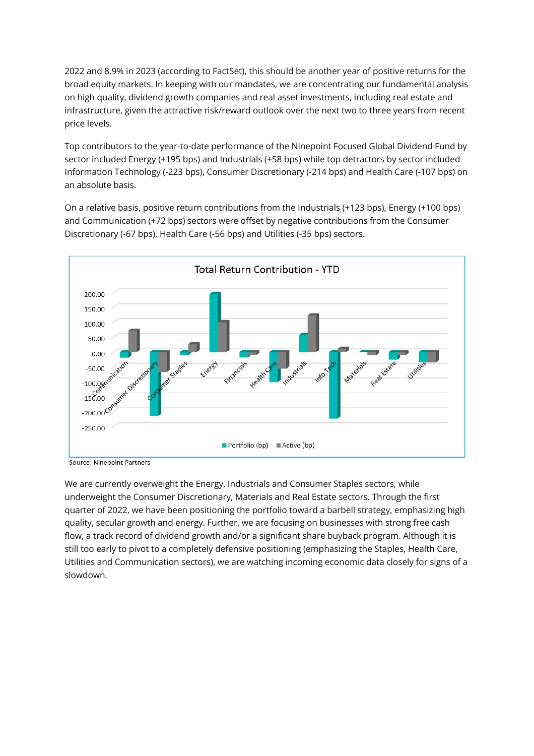2022 and 8.9% in 2023 (according to FactSet), this should be another year of positive returns for the broad equity markets. In keeping with our mandates, we are concentrating our fundamental analysis on high quality, dividend growth companies and real asset investments, including real estate and infrastructure, given the attractive risk/reward outlook over the next two to three years from recent price levels.

Top contributors to the year-to-date performance of the Ninepoint Focused Global Dividend Fund by sector included Energy (+195 bps) and Industrials (+58 bps) while top detractors by sector included Information Technology (-223 bps), Consumer Discretionary (-214 bps) and Health Care (-107 bps) on an absolute basis.

On a relative basis, positive return contributions from the Industrials (+123 bps), Energy (+100 bps) and Communication (+72 bps) sectors were offset by negative contributions from the Consumer Discretionary (-67 bps), Health Care (-56 bps) and Utilities (-35 bps) sectors.

**Total Return Contribution - YTD**

Source: Ninepoint Partners

We are currently overweight the Energy, Industrials and Consumer Staples sectors, while underweight the Consumer Discretionary, Materials and Real Estate sectors. Through the first quarter of 2022, we have been positioning the portfolio toward a barbell strategy, emphasizing high quality, secular growth and energy. Further, we are focusing on businesses with strong free cash flow, a track record of dividend growth and/or a significant share buyback program. Although it is still too early to pivot to a completely defensive positioning (emphasizing the Staples, Health Care, Utilities and Communication sectors), we are watching incoming economic data closely for signs of a slowdown.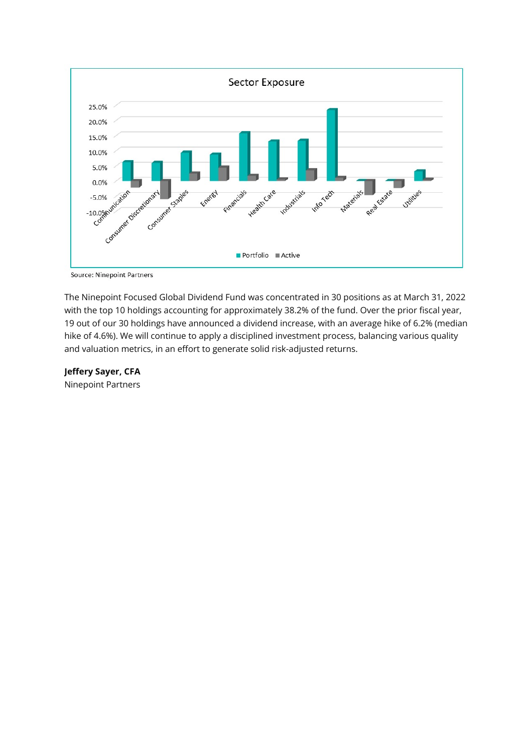Sector Exposure

Source: Ninepoint Partners

The Ninepoint Focused Global Dividend Fund was concentrated in 30 positions as at March 31, 2022 with the top 10 holdings accounting for approximately 38.2% of the fund. Over the prior fiscal year, 19 out of our 30 holdings have announced a dividend increase, with an average hike of 6.2% (median hike of 4.6%). We will continue to apply a disciplined investment process, balancing various quality and valuation metrics, in an effort to generate solid risk-adjusted returns.

**Jeffery Sayer, CFA**
Ninepoint Partners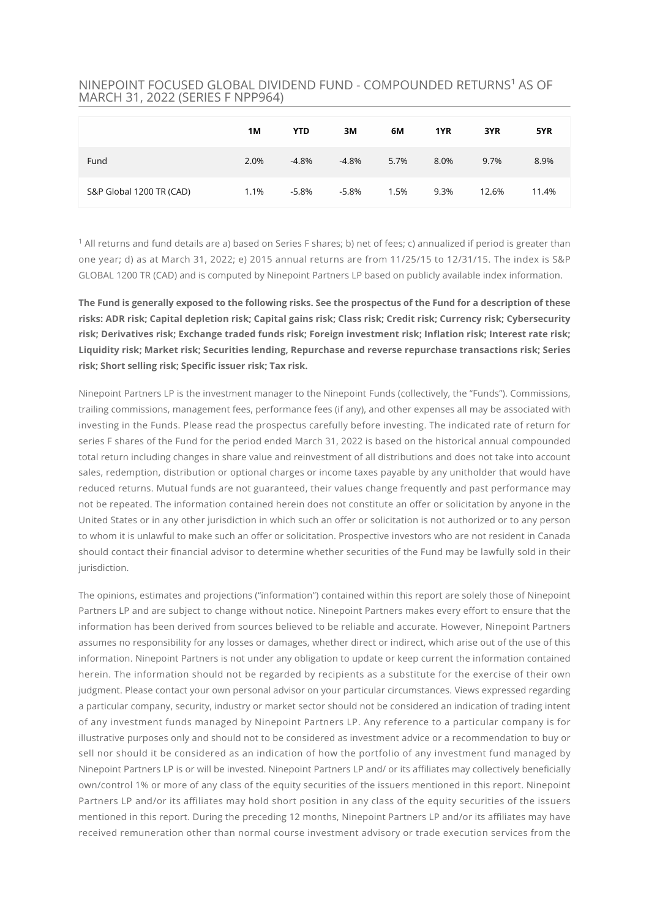## NINEPOINT FOCUSED GLOBAL DIVIDEND FUND - COMPOUNDED RETURNS[1] AS OF MARCH 31, 2022 (SERIES F NPP964)

| | 1M | YTD | 3M | 6M | 1YR | 3YR | 5YR |
|---|---|---|---|---|---|---|---|
| Fund | 2.0% | -4.8% | -4.8% | 5.7% | 8.0% | 9.7% | 8.9% |
| S&P Global 1200 TR (CAD) | 1.1% | -5.8% | -5.8% | 1.5% | 9.3% | 12.6% | 11.4% |

[1] All returns and fund details are a) based on Series F shares; b) net of fees; c) annualized if period is greater than one year; d) as at March 31, 2022; e) 2015 annual returns are from 11/25/15 to 12/31/15. The index is S&P GLOBAL 1200 TR (CAD) and is computed by Ninepoint Partners LP based on publicly available index information.

**The Fund is generally exposed to the following risks. See the prospectus of the Fund for a description of these risks: ADR risk; Capital depletion risk; Capital gains risk; Class risk; Credit risk; Currency risk; Cybersecurity risk; Derivatives risk; Exchange traded funds risk; Foreign investment risk; Inflation risk; Interest rate risk; Liquidity risk; Market risk; Securities lending, Repurchase and reverse repurchase transactions risk; Series risk; Short selling risk; Specific issuer risk; Tax risk.**

Ninepoint Partners LP is the investment manager to the Ninepoint Funds (collectively, the "Funds"). Commissions, trailing commissions, management fees, performance fees (if any), and other expenses all may be associated with investing in the Funds. Please read the prospectus carefully before investing. The indicated rate of return for series F shares of the Fund for the period ended March 31, 2022 is based on the historical annual compounded total return including changes in share value and reinvestment of all distributions and does not take into account sales, redemption, distribution or optional charges or income taxes payable by any unitholder that would have reduced returns. Mutual funds are not guaranteed, their values change frequently and past performance may not be repeated. The information contained herein does not constitute an offer or solicitation by anyone in the United States or in any other jurisdiction in which such an offer or solicitation is not authorized or to any person to whom it is unlawful to make such an offer or solicitation. Prospective investors who are not resident in Canada should contact their financial advisor to determine whether securities of the Fund may be lawfully sold in their jurisdiction.

The opinions, estimates and projections ("information") contained within this report are solely those of Ninepoint Partners LP and are subject to change without notice. Ninepoint Partners makes every effort to ensure that the information has been derived from sources believed to be reliable and accurate. However, Ninepoint Partners assumes no responsibility for any losses or damages, whether direct or indirect, which arise out of the use of this information. Ninepoint Partners is not under any obligation to update or keep current the information contained herein. The information should not be regarded by recipients as a substitute for the exercise of their own judgment. Please contact your own personal advisor on your particular circumstances. Views expressed regarding a particular company, security, industry or market sector should not be considered an indication of trading intent of any investment funds managed by Ninepoint Partners LP. Any reference to a particular company is for illustrative purposes only and should not to be considered as investment advice or a recommendation to buy or sell nor should it be considered as an indication of how the portfolio of any investment fund managed by Ninepoint Partners LP is or will be invested. Ninepoint Partners LP and/ or its affiliates may collectively beneficially own/control 1% or more of any class of the equity securities of the issuers mentioned in this report. Ninepoint Partners LP and/or its affiliates may hold short position in any class of the equity securities of the issuers mentioned in this report. During the preceding 12 months, Ninepoint Partners LP and/or its affiliates may have received remuneration other than normal course investment advisory or trade execution services from the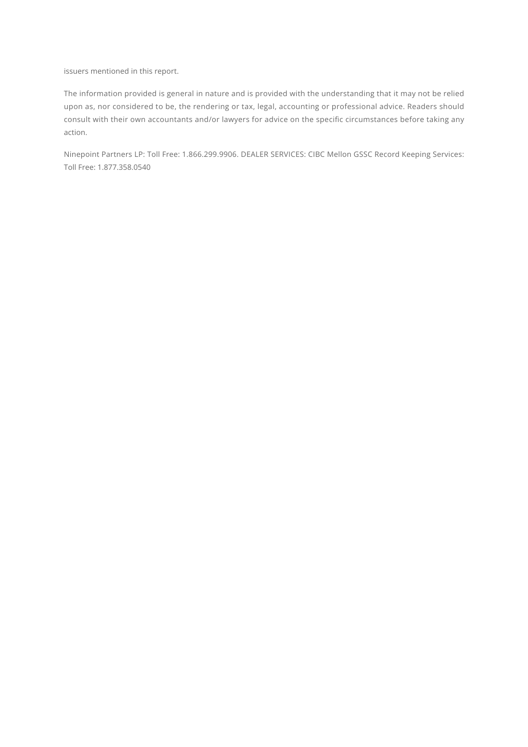issuers mentioned in this report.

The information provided is general in nature and is provided with the understanding that it may not be relied upon as, nor considered to be, the rendering or tax, legal, accounting or professional advice. Readers should consult with their own accountants and/or lawyers for advice on the specific circumstances before taking any action.

Ninepoint Partners LP: Toll Free: 1.866.299.9906. DEALER SERVICES: CIBC Mellon GSSC Record Keeping Services: Toll Free: 1.877.358.0540